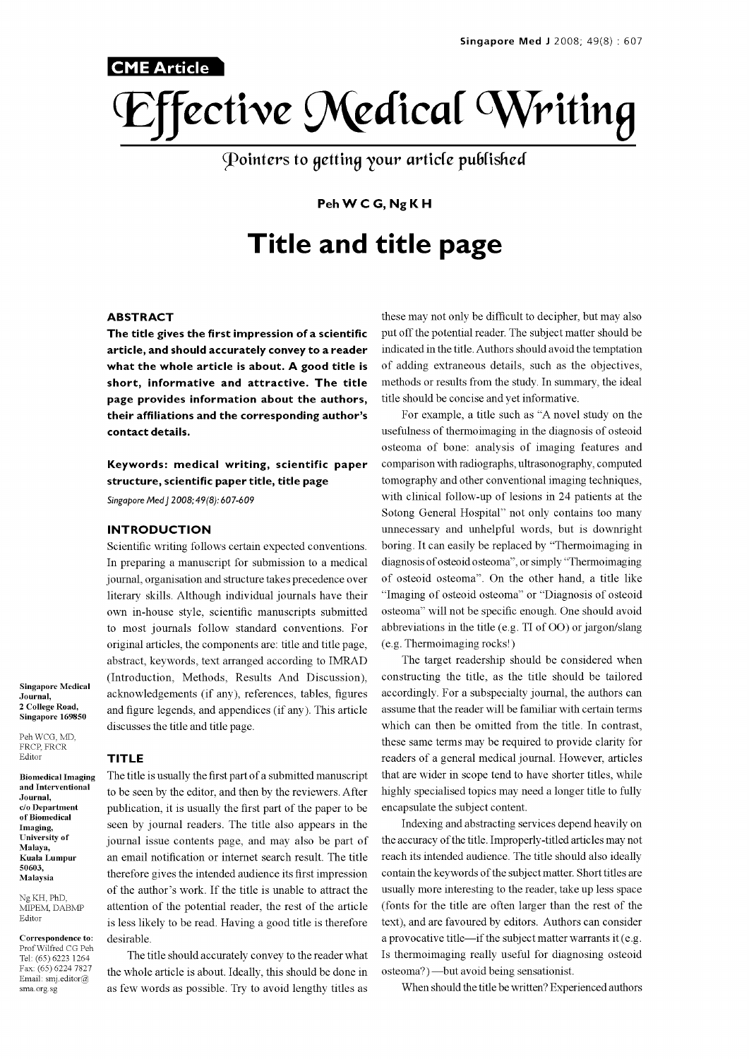CME Article

# Effective Medical Writing

## Pointers to getting your article published

**Peh W C G, Ng K H**

# Title and title page

### ABSTRACT

**The title gives the first impression of a scientific article, and should accurately convey to a reader what the whole article is about. A good title is short, informative and attractive. The title page provides information about the authors, their affiliations and the corresponding author's contact details.**

**Keywords: medical writing, scientific paper structure, scientific paper title, title page**

*Singapore Med J 2008; 49(8): 607-609*

Singapore Medical Journal, 2 College Road, Singapore 169850

Peh WCG, MD, FRCP, FRCR
Editor

Biomedical Imaging and Interventional Journal, c/o Department of Biomedical Imaging, University of Malaya, Kuala Lumpur 50603, Malaysia

Ng KH, PhD, MIPEM, DABMP
Editor

**Correspondence to:** Prof Wilfred CG Peh
Tel: (65) 6223 1264
Fax: (65) 6224 7827
Email: smj.editor@sma.org.sg

### INTRODUCTION

Scientific writing follows certain expected conventions. In preparing a manuscript for submission to a medical journal, organisation and structure takes precedence over literary skills. Although individual journals have their own in-house style, scientific manuscripts submitted to most journals follow standard conventions. For original articles, the components are: title and title page, abstract, keywords, text arranged according to IMRAD (Introduction, Methods, Results And Discussion), acknowledgements (if any), references, tables, figures and figure legends, and appendices (if any). This article discusses the title and title page.

### TITLE

The title is usually the first part of a submitted manuscript to be seen by the editor, and then by the reviewers. After publication, it is usually the first part of the paper to be seen by journal readers. The title also appears in the journal issue contents page, and may also be part of an email notification or internet search result. The title therefore gives the intended audience its first impression of the author's work. If the title is unable to attract the attention of the potential reader, the rest of the article is less likely to be read. Having a good title is therefore desirable.

The title should accurately convey to the reader what the whole article is about. Ideally, this should be done in as few words as possible. Try to avoid lengthy titles as these may not only be difficult to decipher, but may also put off the potential reader. The subject matter should be indicated in the title. Authors should avoid the temptation of adding extraneous details, such as the objectives, methods or results from the study. In summary, the ideal title should be concise and yet informative.

For example, a title such as "A novel study on the usefulness of thermoimaging in the diagnosis of osteoid osteoma of bone: analysis of imaging features and comparison with radiographs, ultrasonography, computed tomography and other conventional imaging techniques, with clinical follow-up of lesions in 24 patients at the Sotong General Hospital" not only contains too many unnecessary and unhelpful words, but is downright boring. It can easily be replaced by "Thermoimaging in diagnosis of osteoid osteoma", or simply "Thermoimaging of osteoid osteoma". On the other hand, a title like "Imaging of osteoid osteoma" or "Diagnosis of osteoid osteoma" will not be specific enough. One should avoid abbreviations in the title (e.g. TI of OO) or jargon/slang (e.g. Thermoimaging rocks!)

The target readership should be considered when constructing the title, as the title should be tailored accordingly. For a subspecialty journal, the authors can assume that the reader will be familiar with certain terms which can then be omitted from the title. In contrast, these same terms may be required to provide clarity for readers of a general medical journal. However, articles that are wider in scope tend to have shorter titles, while highly specialised topics may need a longer title to fully encapsulate the subject content.

Indexing and abstracting services depend heavily on the accuracy of the title. Improperly-titled articles may not reach its intended audience. The title should also ideally contain the keywords of the subject matter. Short titles are usually more interesting to the reader, take up less space (fonts for the title are often larger than the rest of the text), and are favoured by editors. Authors can consider a provocative title—if the subject matter warrants it (e.g. Is thermoimaging really useful for diagnosing osteoid osteoma?) —but avoid being sensationist.

When should the title be written? Experienced authors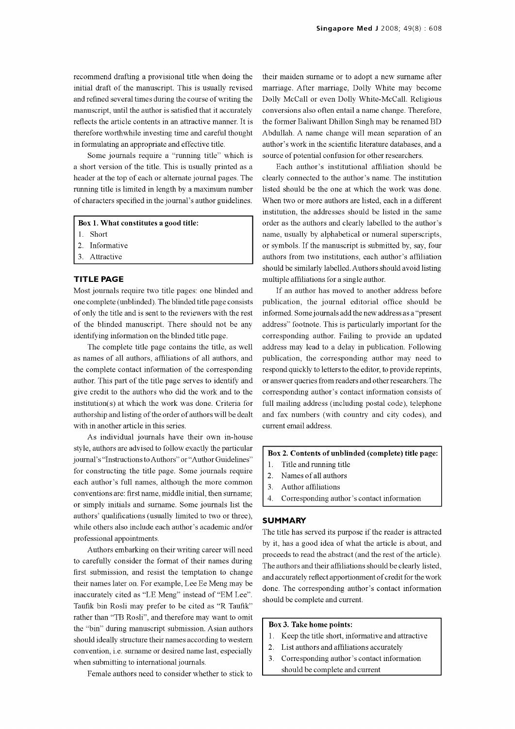recommend drafting a provisional title when doing the initial draft of the manuscript. This is usually revised and refined several times during the course of writing the manuscript, until the author is satisfied that it accurately reflects the article contents in an attractive manner. It is therefore worthwhile investing time and careful thought in formulating an appropriate and effective title.

Some journals require a "running title" which is a short version of the title. This is usually printed as a header at the top of each or alternate journal pages. The running title is limited in length by a maximum number of characters specified in the journal's author guidelines.

**Box 1. What constitutes a good title:**

1. Short
2. Informative
3. Attractive

## TITLE PAGE

Most journals require two title pages: one blinded and one complete (unblinded). The blinded title page consists of only the title and is sent to the reviewers with the rest of the blinded manuscript. There should not be any identifying information on the blinded title page.

The complete title page contains the title, as well as names of all authors, affiliations of all authors, and the complete contact information of the corresponding author. This part of the title page serves to identify and give credit to the authors who did the work and to the institution(s) at which the work was done. Criteria for authorship and listing of the order of authors will be dealt with in another article in this series.

As individual journals have their own in-house style, authors are advised to follow exactly the particular journal's "Instructions to Authors" or "Author Guidelines" for constructing the title page. Some journals require each author's full names, although the more common conventions are: first name, middle initial, then surname; or simply initials and surname. Some journals list the authors' qualifications (usually limited to two or three), while others also include each author's academic and/or professional appointments.

Authors embarking on their writing career will need to carefully consider the format of their names during first submission, and resist the temptation to change their names later on. For example, Lee Ee Meng may be inaccurately cited as "LE Meng" instead of "EM Lee". Taufik bin Rosli may prefer to be cited as "R Taufik" rather than "TB Rosli", and therefore may want to omit the "bin" during manuscript submission. Asian authors should ideally structure their names according to western convention, i.e. surname or desired name last, especially when submitting to international journals.

Female authors need to consider whether to stick to their maiden surname or to adopt a new surname after marriage. After marriage, Dolly White may become Dolly McCall or even Dolly White-McCall. Religious conversions also often entail a name change. Therefore, the former Baliwant Dhillon Singh may be renamed BD Abdullah. A name change will mean separation of an author's work in the scientific literature databases, and a source of potential confusion for other researchers.

Each author's institutional affiliation should be clearly connected to the author's name. The institution listed should be the one at which the work was done. When two or more authors are listed, each in a different institution, the addresses should be listed in the same order as the authors and clearly labelled to the author's name, usually by alphabetical or numeral superscripts, or symbols. If the manuscript is submitted by, say, four authors from two institutions, each author's affiliation should be similarly labelled. Authors should avoid listing multiple affiliations for a single author.

If an author has moved to another address before publication, the journal editorial office should be informed. Some journals add the new address as a "present address" footnote. This is particularly important for the corresponding author. Failing to provide an updated address may lead to a delay in publication. Following publication, the corresponding author may need to respond quickly to letters to the editor, to provide reprints, or answer queries from readers and other researchers. The corresponding author's contact information consists of full mailing address (including postal code), telephone and fax numbers (with country and city codes), and current email address.

**Box 2. Contents of unblinded (complete) title page:**

1. Title and running title
2. Names of all authors
3. Author affiliations
4. Corresponding author's contact information

## SUMMARY

The title has served its purpose if the reader is attracted by it, has a good idea of what the article is about, and proceeds to read the abstract (and the rest of the article). The authors and their affiliations should be clearly listed, and accurately reflect apportionment of credit for the work done. The corresponding author's contact information should be complete and current.

**Box 3. Take home points:**

1. Keep the title short, informative and attractive
2. List authors and affiliations accurately
3. Corresponding author's contact information should be complete and current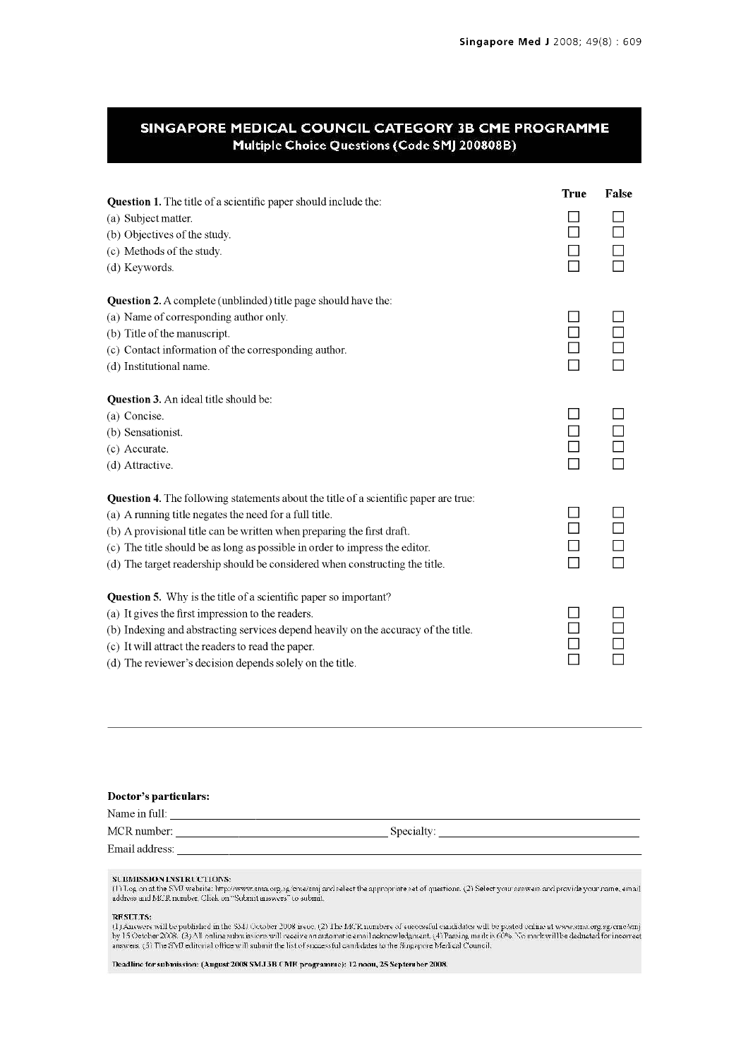## SINGAPORE MEDICAL COUNCIL CATEGORY 3B CME PROGRAMME

### Multiple Choice Questions (Code SMJ 200808B)

| | True | False |
|---|---|---|
| **Question 1.** The title of a scientific paper should include the: | | |
| (a) Subject matter. | ☐ | ☐ |
| (b) Objectives of the study. | ☐ | ☐ |
| (c) Methods of the study. | ☐ | ☐ |
| (d) Keywords. | ☐ | ☐ |
| **Question 2.** A complete (unblinded) title page should have the: | | |
| (a) Name of corresponding author only. | ☐ | ☐ |
| (b) Title of the manuscript. | ☐ | ☐ |
| (c) Contact information of the corresponding author. | ☐ | ☐ |
| (d) Institutional name. | ☐ | ☐ |
| **Question 3.** An ideal title should be: | | |
| (a) Concise. | ☐ | ☐ |
| (b) Sensationist. | ☐ | ☐ |
| (c) Accurate. | ☐ | ☐ |
| (d) Attractive. | ☐ | ☐ |
| **Question 4.** The following statements about the title of a scientific paper are true: | | |
| (a) A running title negates the need for a full title. | ☐ | ☐ |
| (b) A provisional title can be written when preparing the first draft. | ☐ | ☐ |
| (c) The title should be as long as possible in order to impress the editor. | ☐ | ☐ |
| (d) The target readership should be considered when constructing the title. | ☐ | ☐ |
| **Question 5.** Why is the title of a scientific paper so important? | | |
| (a) It gives the first impression to the readers. | ☐ | ☐ |
| (b) Indexing and abstracting services depend heavily on the accuracy of the title. | ☐ | ☐ |
| (c) It will attract the readers to read the paper. | ☐ | ☐ |
| (d) The reviewer's decision depends solely on the title. | ☐ | ☐ |

**Doctor's particulars:**

Name in full: ______________________________

MCR number: ____________________ Specialty: ____________________

Email address: ______________________________

**SUBMISSION INSTRUCTIONS:**
(1) Log on at the SMJ website: http://www.sma.org.sg/cme/smj and select the appropriate set of questions. (2) Select your answers and provide your name, email address and MCR number. Click on "Submit answers" to submit.

**RESULTS:**
(1) Answers will be published in the SMJ October 2008 issue. (2) The MCR numbers of successful candidates will be posted online at www.sma.org.sg/cme/smj by 15 October 2008. (3) All online submissions will receive an automatic email acknowledgment. (4) Passing mark is 60%. No mark will be deducted for incorrect answers. (5) The SMJ editorial office will submit the list of successful candidates to the Singapore Medical Council.

**Deadline for submission: (August 2008 SMJ 3B CME programme): 12 noon, 25 September 2008.**